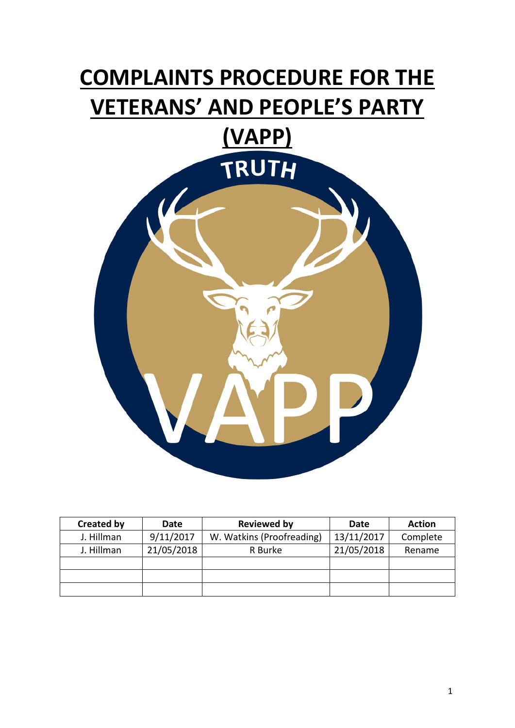# COMPLAINTS PROCEDURE FOR THE VETERANS' AND PEOPLE'S PARTY (VAPP)

| Created by | Date | Reviewed by | Date | Action |
|---|---|---|---|---|
| J. Hillman | 9/11/2017 | W. Watkins (Proofreading) | 13/11/2017 | Complete |
| J. Hillman | 21/05/2018 | R Burke | 21/05/2018 | Rename |
| | | | | |
| | | | | |
| | | | | |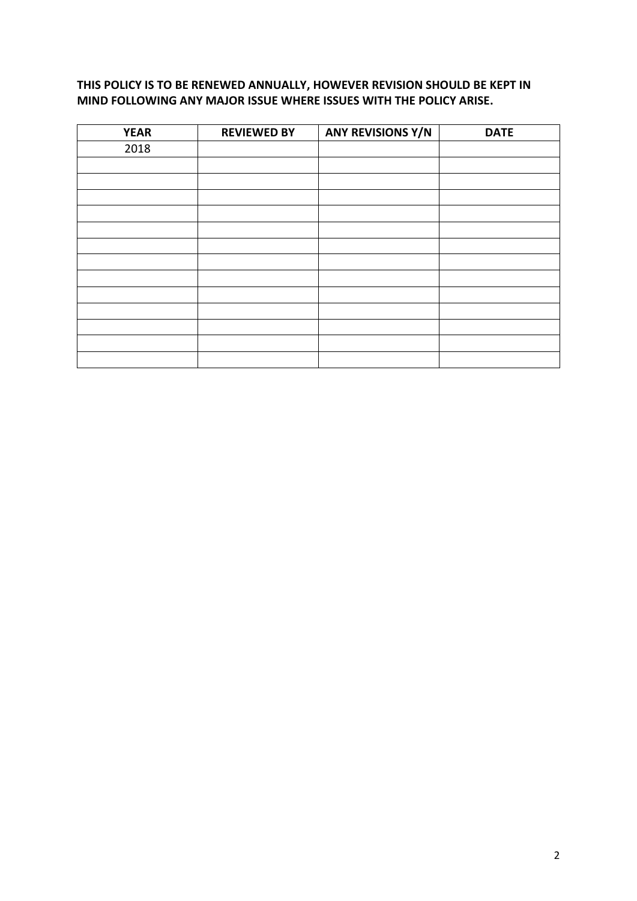**THIS POLICY IS TO BE RENEWED ANNUALLY, HOWEVER REVISION SHOULD BE KEPT IN MIND FOLLOWING ANY MAJOR ISSUE WHERE ISSUES WITH THE POLICY ARISE.**

| YEAR | REVIEWED BY | ANY REVISIONS Y/N | DATE |
|---|---|---|---|
| 2018 | | | |
| | | | |
| | | | |
| | | | |
| | | | |
| | | | |
| | | | |
| | | | |
| | | | |
| | | | |
| | | | |
| | | | |
| | | | |
| | | | |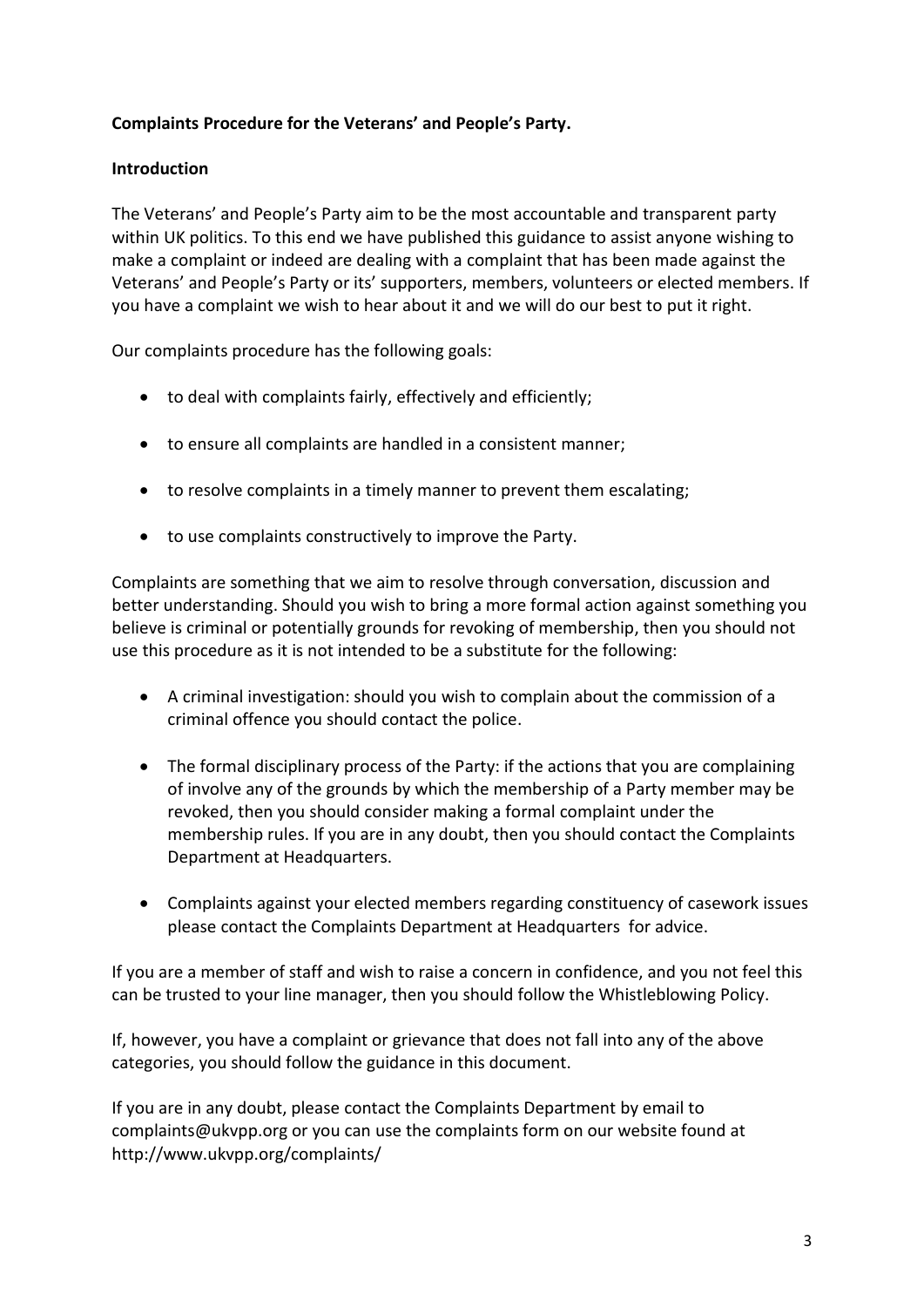**Complaints Procedure for the Veterans' and People's Party.**

**Introduction**

The Veterans' and People's Party aim to be the most accountable and transparent party within UK politics. To this end we have published this guidance to assist anyone wishing to make a complaint or indeed are dealing with a complaint that has been made against the Veterans' and People's Party or its' supporters, members, volunteers or elected members. If you have a complaint we wish to hear about it and we will do our best to put it right.

Our complaints procedure has the following goals:

- to deal with complaints fairly, effectively and efficiently;
- to ensure all complaints are handled in a consistent manner;
- to resolve complaints in a timely manner to prevent them escalating;
- to use complaints constructively to improve the Party.

Complaints are something that we aim to resolve through conversation, discussion and better understanding. Should you wish to bring a more formal action against something you believe is criminal or potentially grounds for revoking of membership, then you should not use this procedure as it is not intended to be a substitute for the following:

- A criminal investigation: should you wish to complain about the commission of a criminal offence you should contact the police.
- The formal disciplinary process of the Party: if the actions that you are complaining of involve any of the grounds by which the membership of a Party member may be revoked, then you should consider making a formal complaint under the membership rules. If you are in any doubt, then you should contact the Complaints Department at Headquarters.
- Complaints against your elected members regarding constituency of casework issues please contact the Complaints Department at Headquarters for advice.

If you are a member of staff and wish to raise a concern in confidence, and you not feel this can be trusted to your line manager, then you should follow the Whistleblowing Policy.

If, however, you have a complaint or grievance that does not fall into any of the above categories, you should follow the guidance in this document.

If you are in any doubt, please contact the Complaints Department by email to complaints@ukvpp.org or you can use the complaints form on our website found at http://www.ukvpp.org/complaints/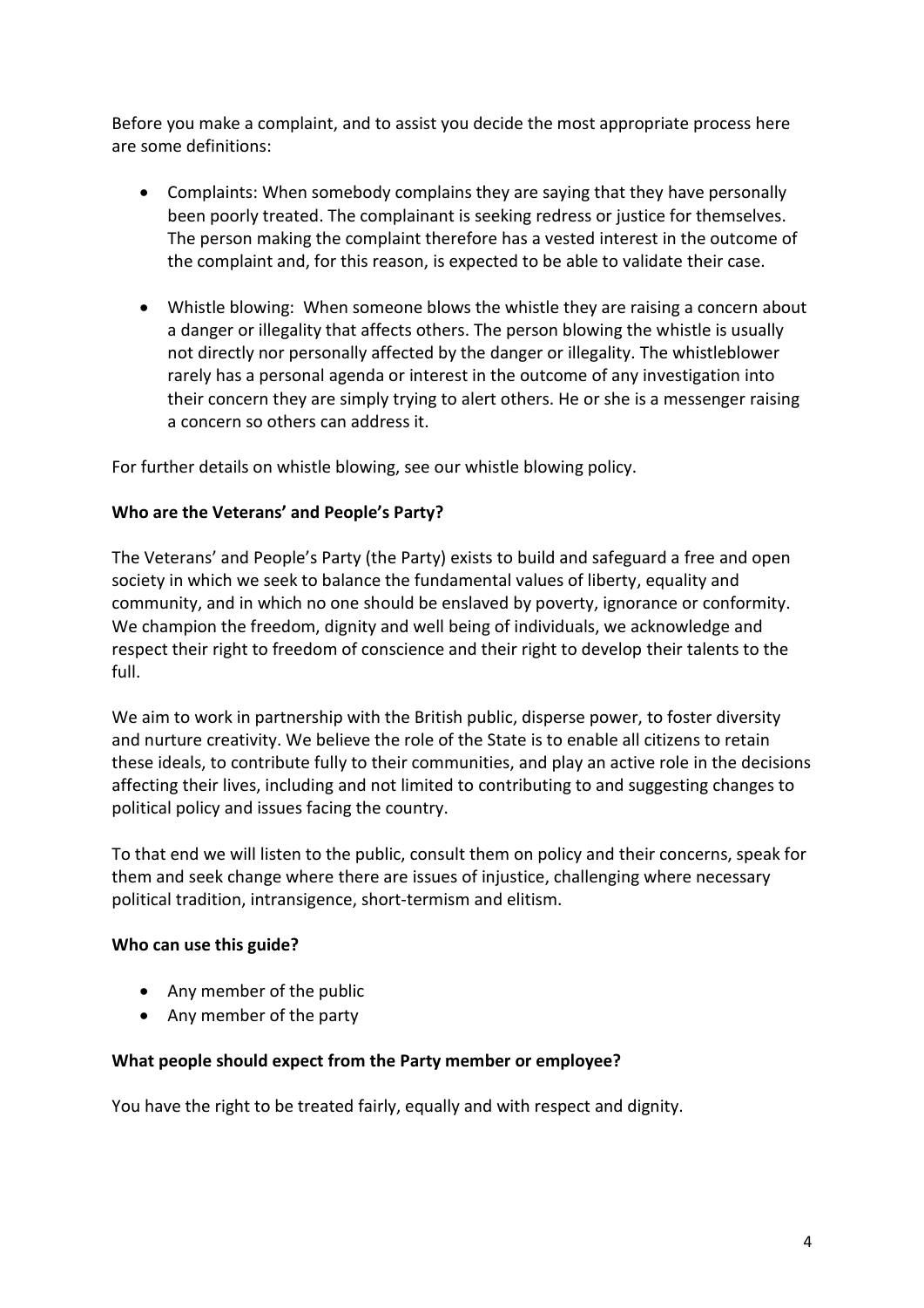Before you make a complaint, and to assist you decide the most appropriate process here are some definitions:

- Complaints: When somebody complains they are saying that they have personally been poorly treated. The complainant is seeking redress or justice for themselves. The person making the complaint therefore has a vested interest in the outcome of the complaint and, for this reason, is expected to be able to validate their case.
- Whistle blowing: When someone blows the whistle they are raising a concern about a danger or illegality that affects others. The person blowing the whistle is usually not directly nor personally affected by the danger or illegality. The whistleblower rarely has a personal agenda or interest in the outcome of any investigation into their concern they are simply trying to alert others. He or she is a messenger raising a concern so others can address it.

For further details on whistle blowing, see our whistle blowing policy.

**Who are the Veterans' and People's Party?**

The Veterans' and People's Party (the Party) exists to build and safeguard a free and open society in which we seek to balance the fundamental values of liberty, equality and community, and in which no one should be enslaved by poverty, ignorance or conformity. We champion the freedom, dignity and well being of individuals, we acknowledge and respect their right to freedom of conscience and their right to develop their talents to the full.

We aim to work in partnership with the British public, disperse power, to foster diversity and nurture creativity. We believe the role of the State is to enable all citizens to retain these ideals, to contribute fully to their communities, and play an active role in the decisions affecting their lives, including and not limited to contributing to and suggesting changes to political policy and issues facing the country.

To that end we will listen to the public, consult them on policy and their concerns, speak for them and seek change where there are issues of injustice, challenging where necessary political tradition, intransigence, short-termism and elitism.

**Who can use this guide?**

- Any member of the public
- Any member of the party

**What people should expect from the Party member or employee?**

You have the right to be treated fairly, equally and with respect and dignity.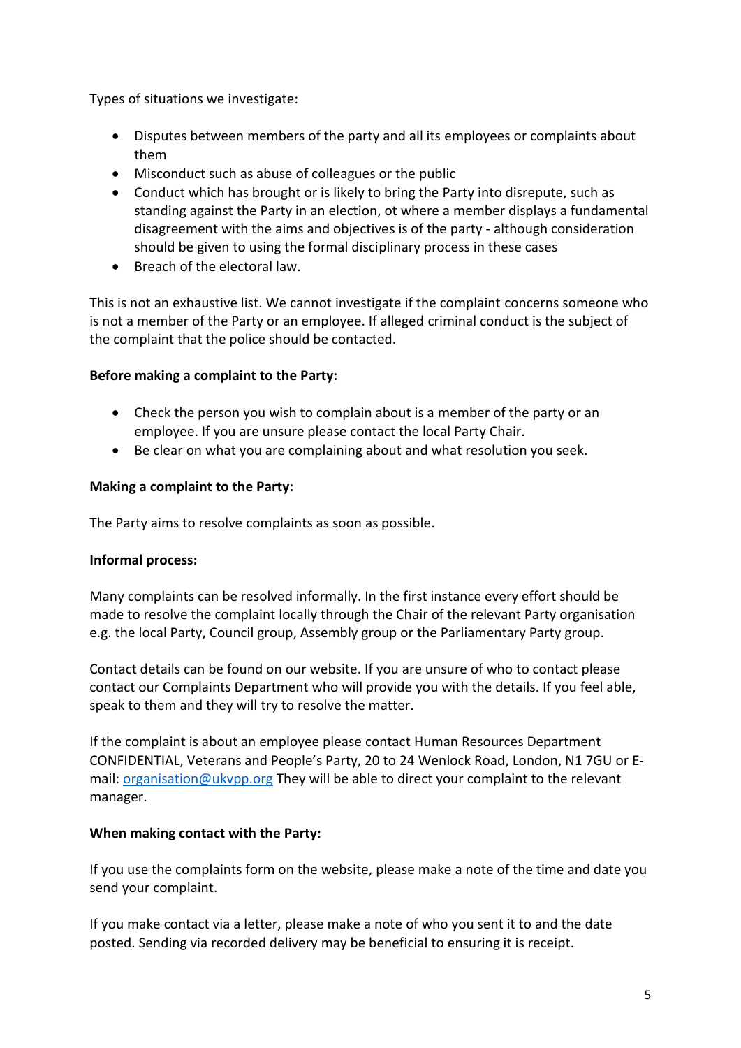Types of situations we investigate:

- Disputes between members of the party and all its employees or complaints about them
- Misconduct such as abuse of colleagues or the public
- Conduct which has brought or is likely to bring the Party into disrepute, such as standing against the Party in an election, ot where a member displays a fundamental disagreement with the aims and objectives is of the party - although consideration should be given to using the formal disciplinary process in these cases
- Breach of the electoral law.

This is not an exhaustive list. We cannot investigate if the complaint concerns someone who is not a member of the Party or an employee. If alleged criminal conduct is the subject of the complaint that the police should be contacted.

**Before making a complaint to the Party:**

- Check the person you wish to complain about is a member of the party or an employee. If you are unsure please contact the local Party Chair.
- Be clear on what you are complaining about and what resolution you seek.

**Making a complaint to the Party:**

The Party aims to resolve complaints as soon as possible.

**Informal process:**

Many complaints can be resolved informally. In the first instance every effort should be made to resolve the complaint locally through the Chair of the relevant Party organisation e.g. the local Party, Council group, Assembly group or the Parliamentary Party group.

Contact details can be found on our website. If you are unsure of who to contact please contact our Complaints Department who will provide you with the details. If you feel able, speak to them and they will try to resolve the matter.

If the complaint is about an employee please contact Human Resources Department CONFIDENTIAL, Veterans and People's Party, 20 to 24 Wenlock Road, London, N1 7GU or E-mail: [organisation@ukvpp.org](mailto:organisation@ukvpp.org) They will be able to direct your complaint to the relevant manager.

**When making contact with the Party:**

If you use the complaints form on the website, please make a note of the time and date you send your complaint.

If you make contact via a letter, please make a note of who you sent it to and the date posted. Sending via recorded delivery may be beneficial to ensuring it is receipt.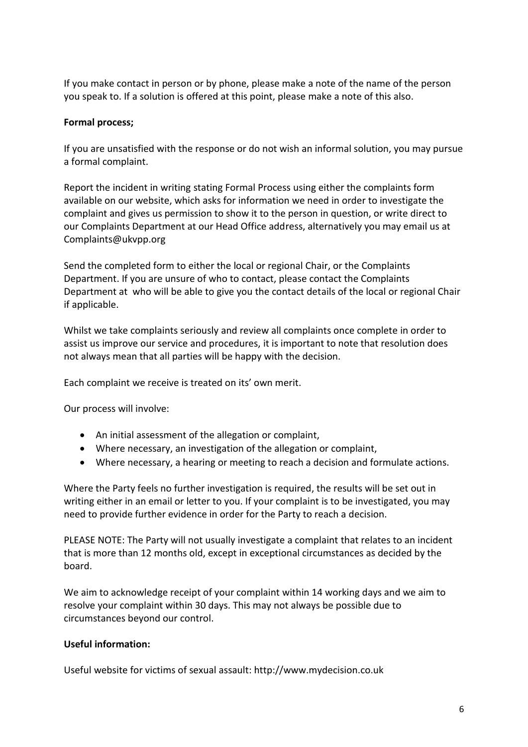If you make contact in person or by phone, please make a note of the name of the person you speak to. If a solution is offered at this point, please make a note of this also.

**Formal process;**

If you are unsatisfied with the response or do not wish an informal solution, you may pursue a formal complaint.

Report the incident in writing stating Formal Process using either the complaints form available on our website, which asks for information we need in order to investigate the complaint and gives us permission to show it to the person in question, or write direct to our Complaints Department at our Head Office address, alternatively you may email us at Complaints@ukvpp.org

Send the completed form to either the local or regional Chair, or the Complaints Department. If you are unsure of who to contact, please contact the Complaints Department at  who will be able to give you the contact details of the local or regional Chair if applicable.

Whilst we take complaints seriously and review all complaints once complete in order to assist us improve our service and procedures, it is important to note that resolution does not always mean that all parties will be happy with the decision.

Each complaint we receive is treated on its' own merit.

Our process will involve:

- An initial assessment of the allegation or complaint,
- Where necessary, an investigation of the allegation or complaint,
- Where necessary, a hearing or meeting to reach a decision and formulate actions.

Where the Party feels no further investigation is required, the results will be set out in writing either in an email or letter to you. If your complaint is to be investigated, you may need to provide further evidence in order for the Party to reach a decision.

PLEASE NOTE: The Party will not usually investigate a complaint that relates to an incident that is more than 12 months old, except in exceptional circumstances as decided by the board.

We aim to acknowledge receipt of your complaint within 14 working days and we aim to resolve your complaint within 30 days. This may not always be possible due to circumstances beyond our control.

**Useful information:**

Useful website for victims of sexual assault: http://www.mydecision.co.uk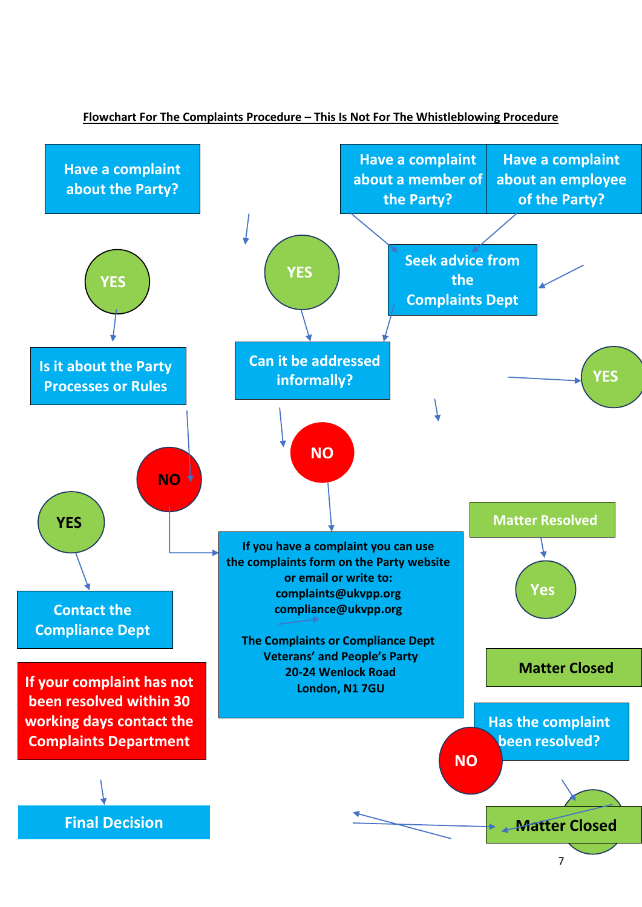**<u>Flowchart For The Complaints Procedure – This Is Not For The Whistleblowing Procedure</u>**

Have a complaint about the Party?

Have a complaint about a member of the Party?

Have a complaint about an employee of the Party?

YES

YES

Seek advice from the Complaints Dept

Is it about the Party Processes or Rules

Can it be addressed informally?

YES

NO

NO

Matter Resolved

YES

If you have a complaint you can use the complaints form on the Party website or email or write to:
complaints@ukvpp.org
compliance@ukvpp.org

The Complaints or Compliance Dept
Veterans' and People's Party
20-24 Wenlock Road
London, N1 7GU

Yes

Contact the Compliance Dept

Matter Closed

If your complaint has not been resolved within 30 working days contact the Complaints Department

Has the complaint been resolved?

NO

Final Decision

Matter Closed